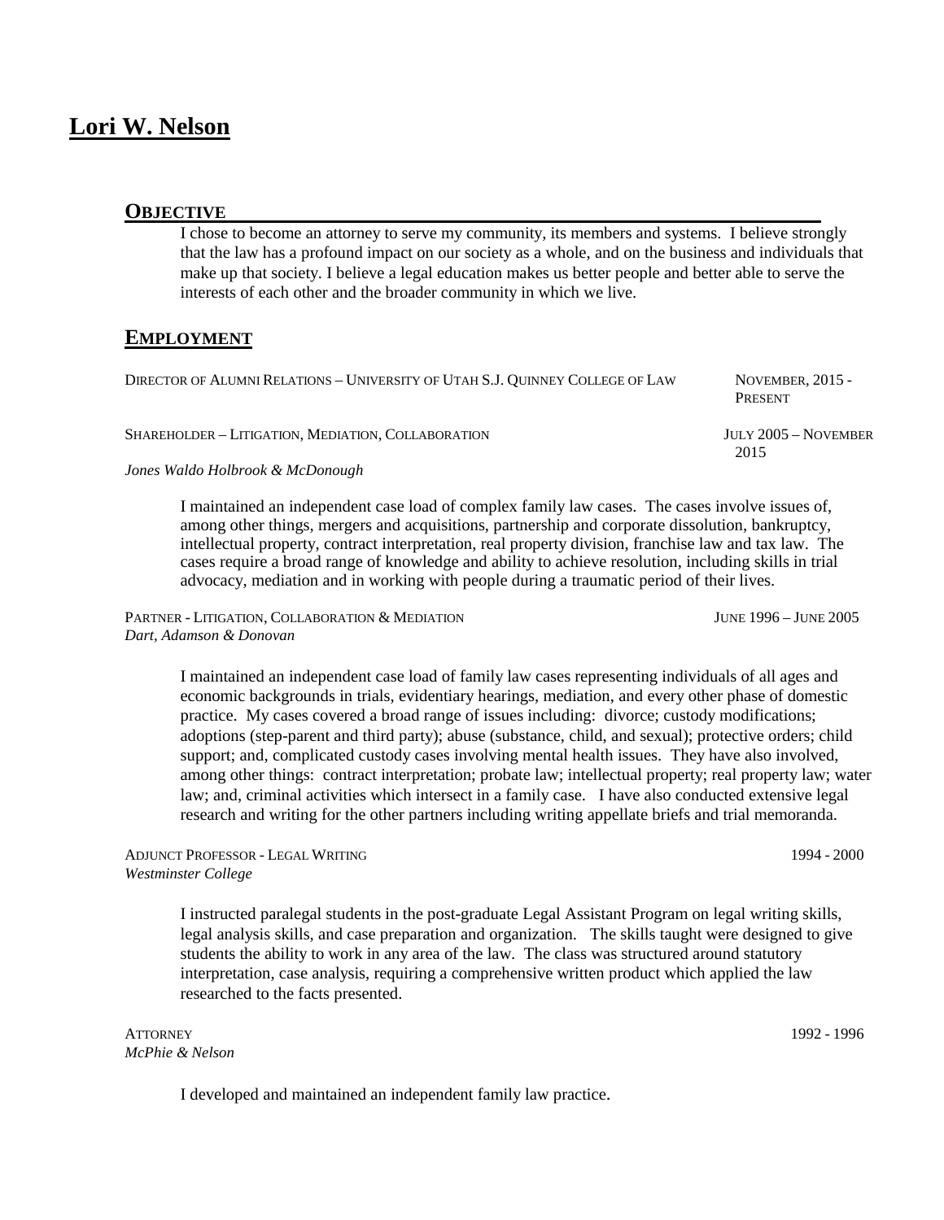# Lori W. Nelson

## Objective

I chose to become an attorney to serve my community, its members and systems. I believe strongly that the law has a profound impact on our society as a whole, and on the business and individuals that make up that society. I believe a legal education makes us better people and better able to serve the interests of each other and the broader community in which we live.

## Employment

DIRECTOR OF ALUMNI RELATIONS – UNIVERSITY OF UTAH S.J. QUINNEY COLLEGE OF LAW — NOVEMBER, 2015 - PRESENT

SHAREHOLDER – LITIGATION, MEDIATION, COLLABORATION — JULY 2005 – NOVEMBER 2015

*Jones Waldo Holbrook & McDonough*

I maintained an independent case load of complex family law cases. The cases involve issues of, among other things, mergers and acquisitions, partnership and corporate dissolution, bankruptcy, intellectual property, contract interpretation, real property division, franchise law and tax law. The cases require a broad range of knowledge and ability to achieve resolution, including skills in trial advocacy, mediation and in working with people during a traumatic period of their lives.

PARTNER - LITIGATION, COLLABORATION & MEDIATION — JUNE 1996 – JUNE 2005

*Dart, Adamson & Donovan*

I maintained an independent case load of family law cases representing individuals of all ages and economic backgrounds in trials, evidentiary hearings, mediation, and every other phase of domestic practice. My cases covered a broad range of issues including: divorce; custody modifications; adoptions (step-parent and third party); abuse (substance, child, and sexual); protective orders; child support; and, complicated custody cases involving mental health issues. They have also involved, among other things: contract interpretation; probate law; intellectual property; real property law; water law; and, criminal activities which intersect in a family case. I have also conducted extensive legal research and writing for the other partners including writing appellate briefs and trial memoranda.

ADJUNCT PROFESSOR - LEGAL WRITING — 1994 - 2000

*Westminster College*

I instructed paralegal students in the post-graduate Legal Assistant Program on legal writing skills, legal analysis skills, and case preparation and organization. The skills taught were designed to give students the ability to work in any area of the law. The class was structured around statutory interpretation, case analysis, requiring a comprehensive written product which applied the law researched to the facts presented.

ATTORNEY — 1992 - 1996

*McPhie & Nelson*

I developed and maintained an independent family law practice.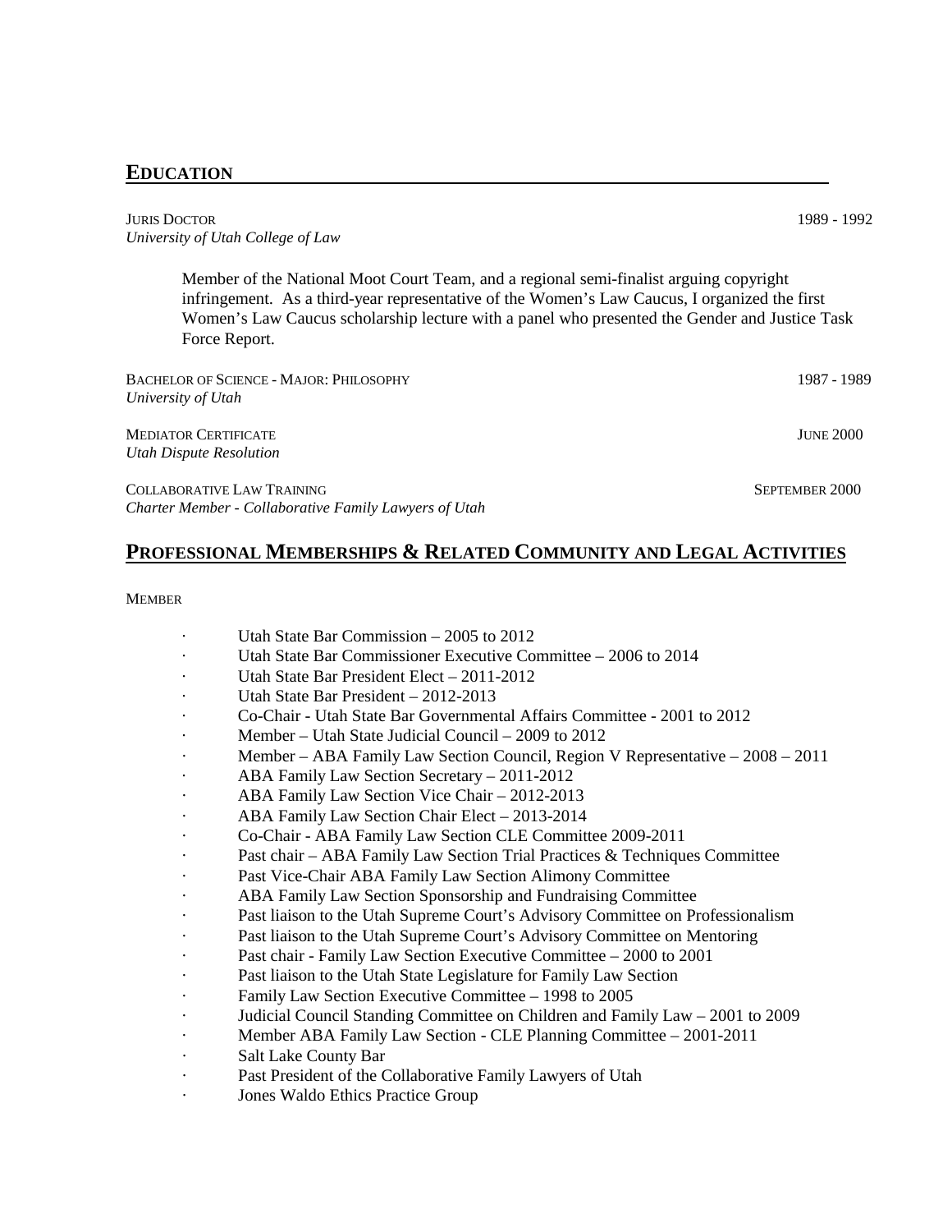## EDUCATION

JURIS DOCTOR 1989 - 1992
*University of Utah College of Law*

Member of the National Moot Court Team, and a regional semi-finalist arguing copyright infringement. As a third-year representative of the Women's Law Caucus, I organized the first Women's Law Caucus scholarship lecture with a panel who presented the Gender and Justice Task Force Report.

BACHELOR OF SCIENCE - MAJOR: PHILOSOPHY 1987 - 1989
*University of Utah*

MEDIATOR CERTIFICATE JUNE 2000
*Utah Dispute Resolution*

COLLABORATIVE LAW TRAINING SEPTEMBER 2000
*Charter Member - Collaborative Family Lawyers of Utah*

## PROFESSIONAL MEMBERSHIPS & RELATED COMMUNITY AND LEGAL ACTIVITIES

MEMBER

- Utah State Bar Commission – 2005 to 2012
- Utah State Bar Commissioner Executive Committee – 2006 to 2014
- Utah State Bar President Elect – 2011-2012
- Utah State Bar President – 2012-2013
- Co-Chair - Utah State Bar Governmental Affairs Committee - 2001 to 2012
- Member – Utah State Judicial Council – 2009 to 2012
- Member – ABA Family Law Section Council, Region V Representative – 2008 – 2011
- ABA Family Law Section Secretary – 2011-2012
- ABA Family Law Section Vice Chair – 2012-2013
- ABA Family Law Section Chair Elect – 2013-2014
- Co-Chair - ABA Family Law Section CLE Committee 2009-2011
- Past chair – ABA Family Law Section Trial Practices & Techniques Committee
- Past Vice-Chair ABA Family Law Section Alimony Committee
- ABA Family Law Section Sponsorship and Fundraising Committee
- Past liaison to the Utah Supreme Court's Advisory Committee on Professionalism
- Past liaison to the Utah Supreme Court's Advisory Committee on Mentoring
- Past chair - Family Law Section Executive Committee – 2000 to 2001
- Past liaison to the Utah State Legislature for Family Law Section
- Family Law Section Executive Committee – 1998 to 2005
- Judicial Council Standing Committee on Children and Family Law – 2001 to 2009
- Member ABA Family Law Section - CLE Planning Committee – 2001-2011
- Salt Lake County Bar
- Past President of the Collaborative Family Lawyers of Utah
- Jones Waldo Ethics Practice Group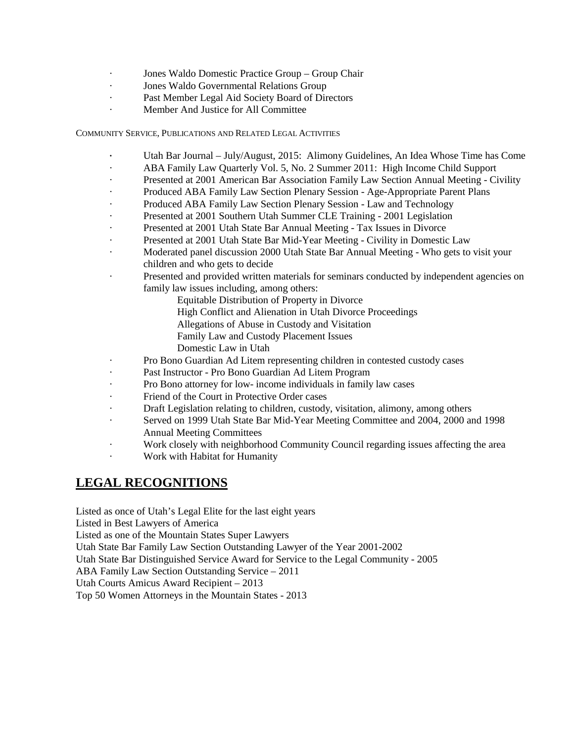- Jones Waldo Domestic Practice Group – Group Chair
- Jones Waldo Governmental Relations Group
- Past Member Legal Aid Society Board of Directors
- Member And Justice for All Committee

COMMUNITY SERVICE, PUBLICATIONS AND RELATED LEGAL ACTIVITIES

- Utah Bar Journal – July/August, 2015: Alimony Guidelines, An Idea Whose Time has Come
- ABA Family Law Quarterly Vol. 5, No. 2 Summer 2011: High Income Child Support
- Presented at 2001 American Bar Association Family Law Section Annual Meeting - Civility
- Produced ABA Family Law Section Plenary Session - Age-Appropriate Parent Plans
- Produced ABA Family Law Section Plenary Session - Law and Technology
- Presented at 2001 Southern Utah Summer CLE Training - 2001 Legislation
- Presented at 2001 Utah State Bar Annual Meeting - Tax Issues in Divorce
- Presented at 2001 Utah State Bar Mid-Year Meeting - Civility in Domestic Law
- Moderated panel discussion 2000 Utah State Bar Annual Meeting - Who gets to visit your children and who gets to decide
- Presented and provided written materials for seminars conducted by independent agencies on family law issues including, among others:
  - Equitable Distribution of Property in Divorce
  - High Conflict and Alienation in Utah Divorce Proceedings
  - Allegations of Abuse in Custody and Visitation
  - Family Law and Custody Placement Issues
  - Domestic Law in Utah
- Pro Bono Guardian Ad Litem representing children in contested custody cases
- Past Instructor - Pro Bono Guardian Ad Litem Program
- Pro Bono attorney for low- income individuals in family law cases
- Friend of the Court in Protective Order cases
- Draft Legislation relating to children, custody, visitation, alimony, among others
- Served on 1999 Utah State Bar Mid-Year Meeting Committee and 2004, 2000 and 1998 Annual Meeting Committees
- Work closely with neighborhood Community Council regarding issues affecting the area
- Work with Habitat for Humanity

## LEGAL RECOGNITIONS

Listed as once of Utah's Legal Elite for the last eight years
Listed in Best Lawyers of America
Listed as one of the Mountain States Super Lawyers
Utah State Bar Family Law Section Outstanding Lawyer of the Year 2001-2002
Utah State Bar Distinguished Service Award for Service to the Legal Community - 2005
ABA Family Law Section Outstanding Service – 2011
Utah Courts Amicus Award Recipient – 2013
Top 50 Women Attorneys in the Mountain States - 2013